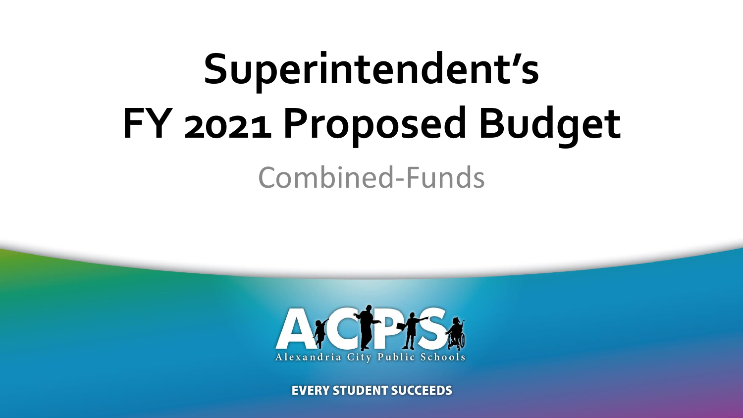# Superintendent's FY 2021 Proposed Budget

Combined-Funds

Alexandria City Public Schools

EVERY STUDENT SUCCEEDS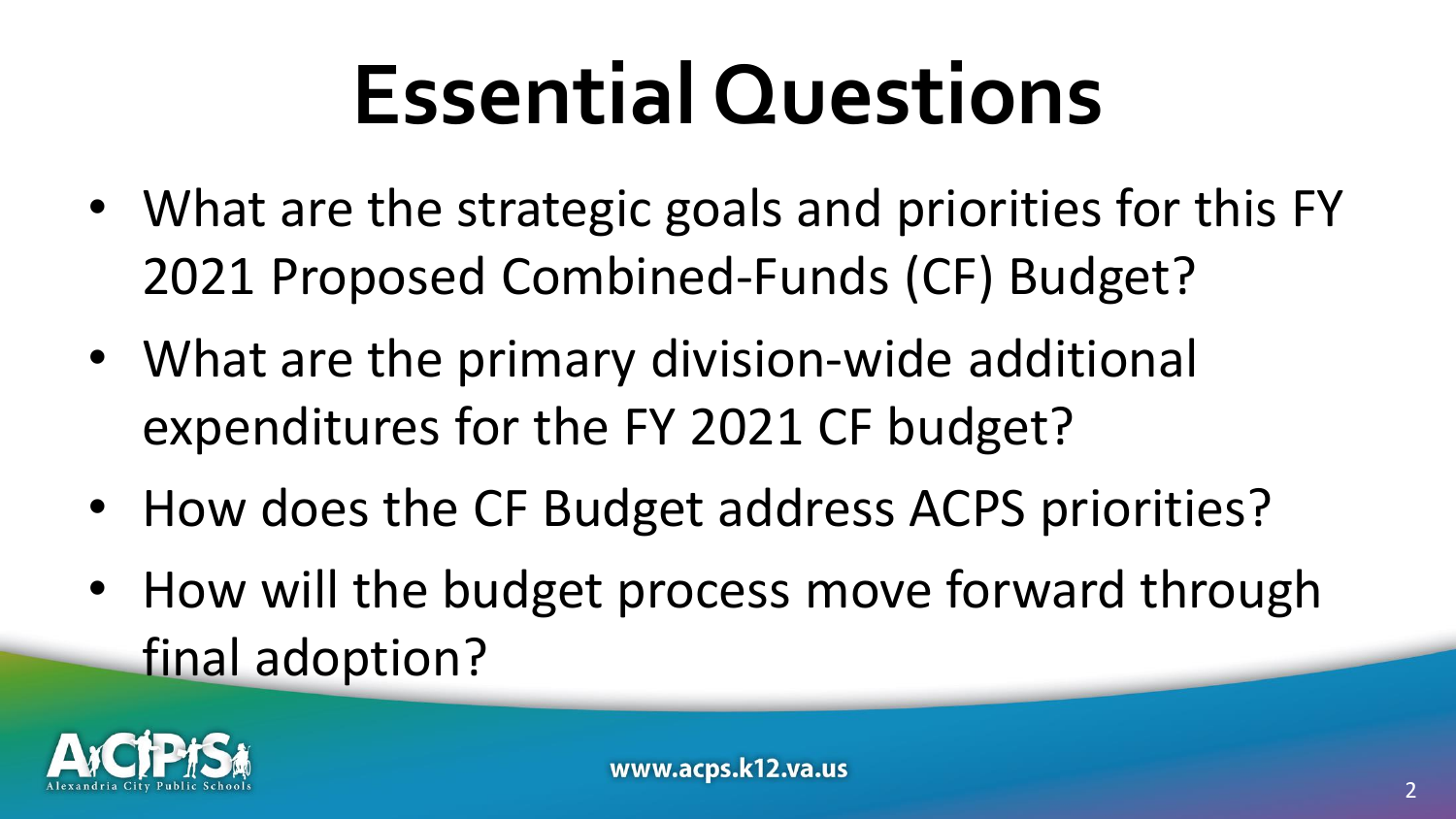# Essential Questions

- What are the strategic goals and priorities for this FY 2021 Proposed Combined-Funds (CF) Budget?
- What are the primary division-wide additional expenditures for the FY 2021 CF budget?
- How does the CF Budget address ACPS priorities?
- How will the budget process move forward through final adoption?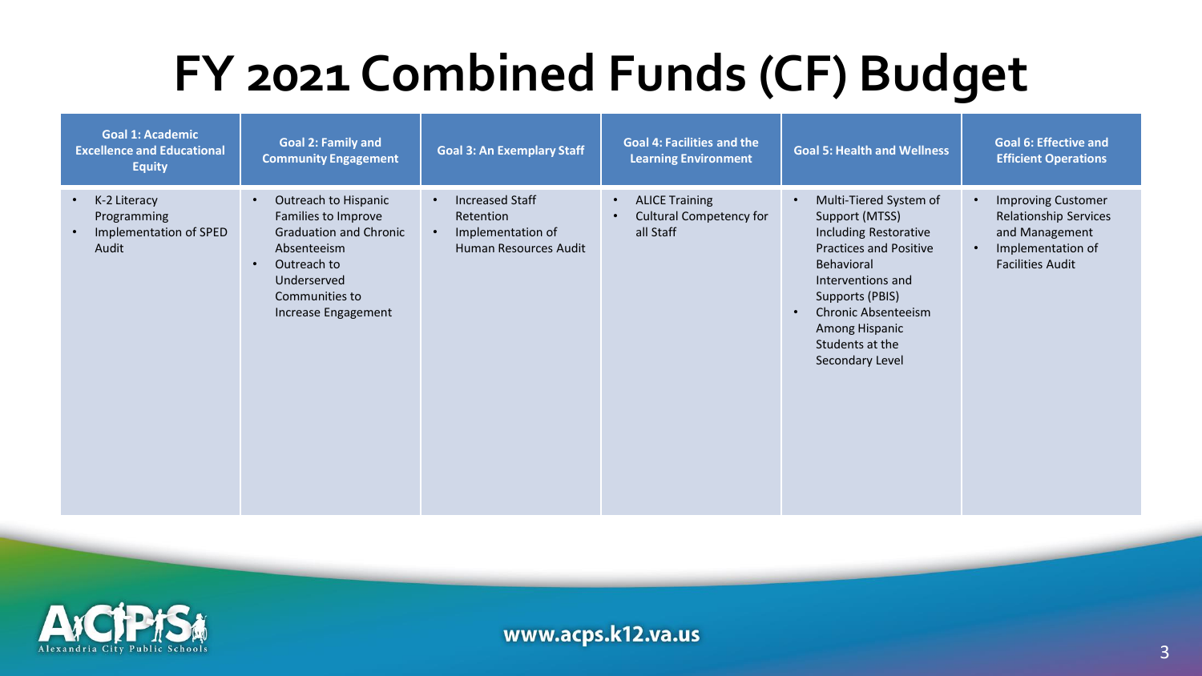# FY 2021 Combined Funds (CF) Budget

| Goal 1: Academic Excellence and Educational Equity | Goal 2: Family and Community Engagement | Goal 3: An Exemplary Staff | Goal 4: Facilities and the Learning Environment | Goal 5: Health and Wellness | Goal 6: Effective and Efficient Operations |
|---|---|---|---|---|---|
| • K-2 Literacy Programming<br>• Implementation of SPED Audit | • Outreach to Hispanic Families to Improve Graduation and Chronic Absenteeism<br>• Outreach to Underserved Communities to Increase Engagement | • Increased Staff Retention<br>• Implementation of Human Resources Audit | • ALICE Training<br>• Cultural Competency for all Staff | • Multi-Tiered System of Support (MTSS) Including Restorative Practices and Positive Behavioral Interventions and Supports (PBIS)<br>• Chronic Absenteeism Among Hispanic Students at the Secondary Level | • Improving Customer Relationship Services and Management<br>• Implementation of Facilities Audit |

www.acps.k12.va.us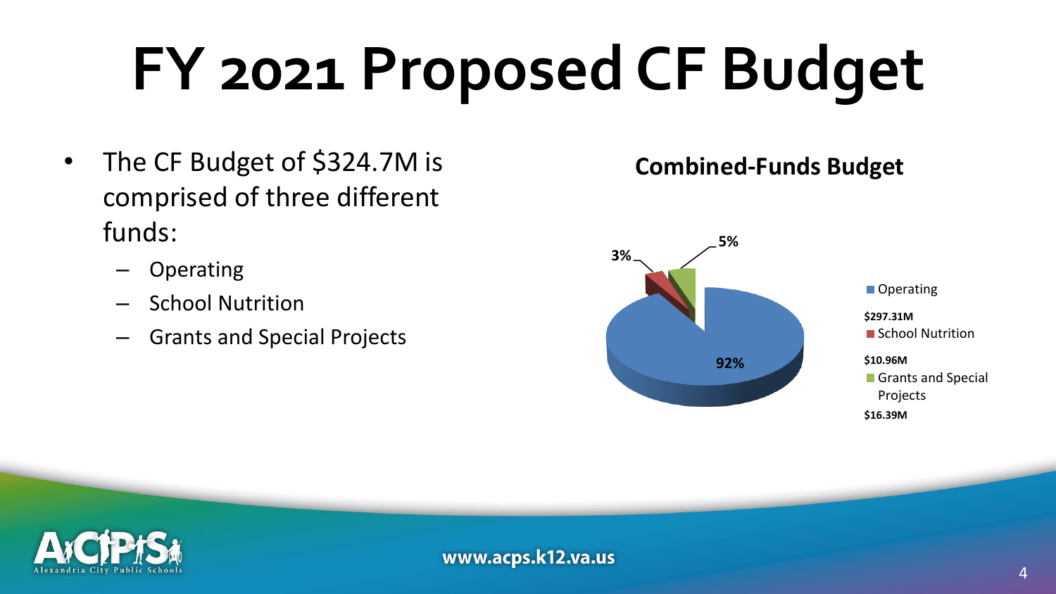# FY 2021 Proposed CF Budget

- The CF Budget of $324.7M is comprised of three different funds:
  - Operating
  - School Nutrition
  - Grants and Special Projects

**Combined-Funds Budget**

| Fund | Amount | Percent |
|---|---|---|
| Operating | $297.31M | 92% |
| School Nutrition | $10.96M | 3% |
| Grants and Special Projects | $16.39M | 5% |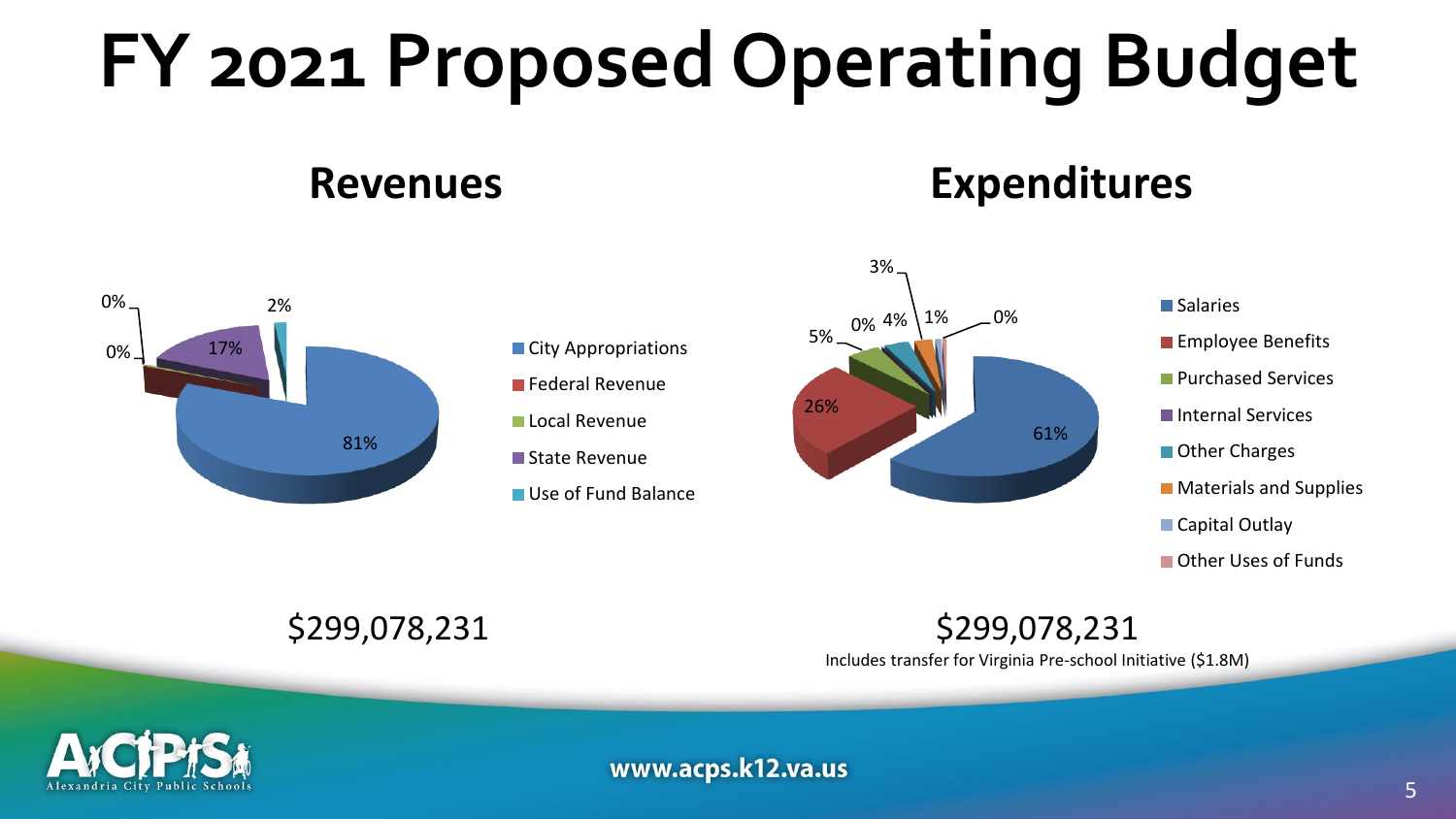# FY 2021 Proposed Operating Budget

## Revenues

- City Appropriations: 81%
- Federal Revenue: 0%
- Local Revenue: 0%
- State Revenue: 17%
- Use of Fund Balance: 2%

$299,078,231

## Expenditures

- Salaries: 61%
- Employee Benefits: 26%
- Purchased Services: 5%
- Internal Services: 0%
- Other Charges: 4%
- Materials and Supplies: 3%
- Capital Outlay: 1%
- Other Uses of Funds: 0%

$299,078,231

Includes transfer for Virginia Pre-school Initiative ($1.8M)

www.acps.k12.va.us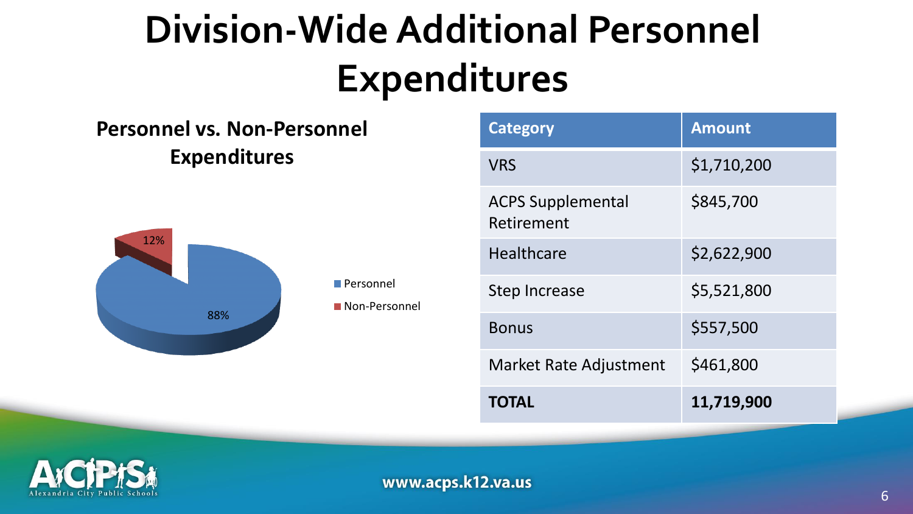# Division-Wide Additional Personnel Expenditures

**Personnel vs. Non-Personnel Expenditures**

- Personnel: 88%
- Non-Personnel: 12%

| Category | Amount |
|---|---|
| VRS | $1,710,200 |
| ACPS Supplemental Retirement | $845,700 |
| Healthcare | $2,622,900 |
| Step Increase | $5,521,800 |
| Bonus | $557,500 |
| Market Rate Adjustment | $461,800 |
| **TOTAL** | **11,719,900** |

www.acps.k12.va.us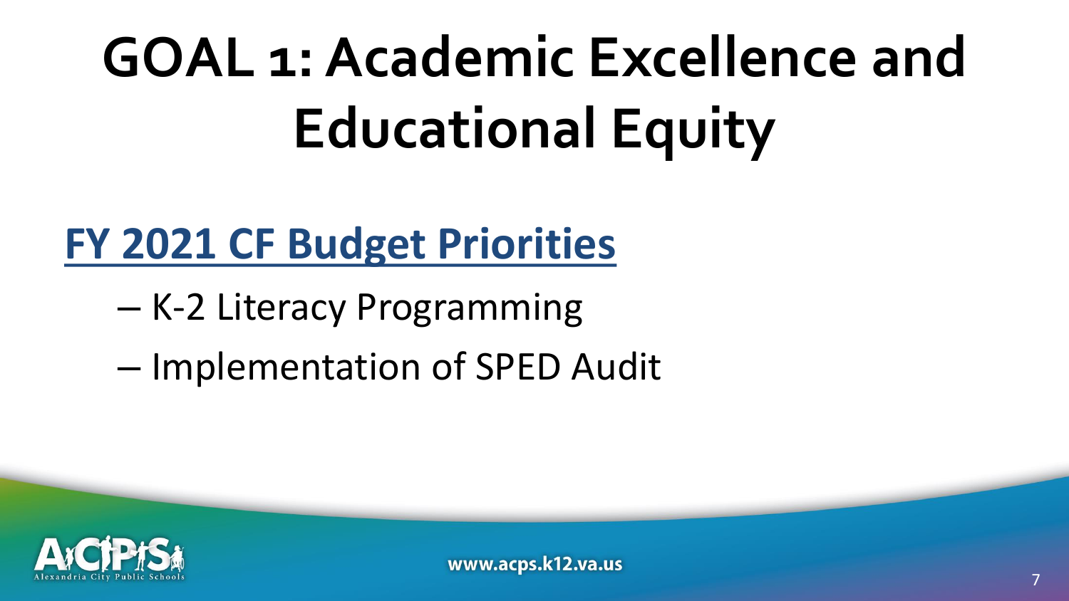# GOAL 1: Academic Excellence and Educational Equity

## FY 2021 CF Budget Priorities

- K-2 Literacy Programming
- Implementation of SPED Audit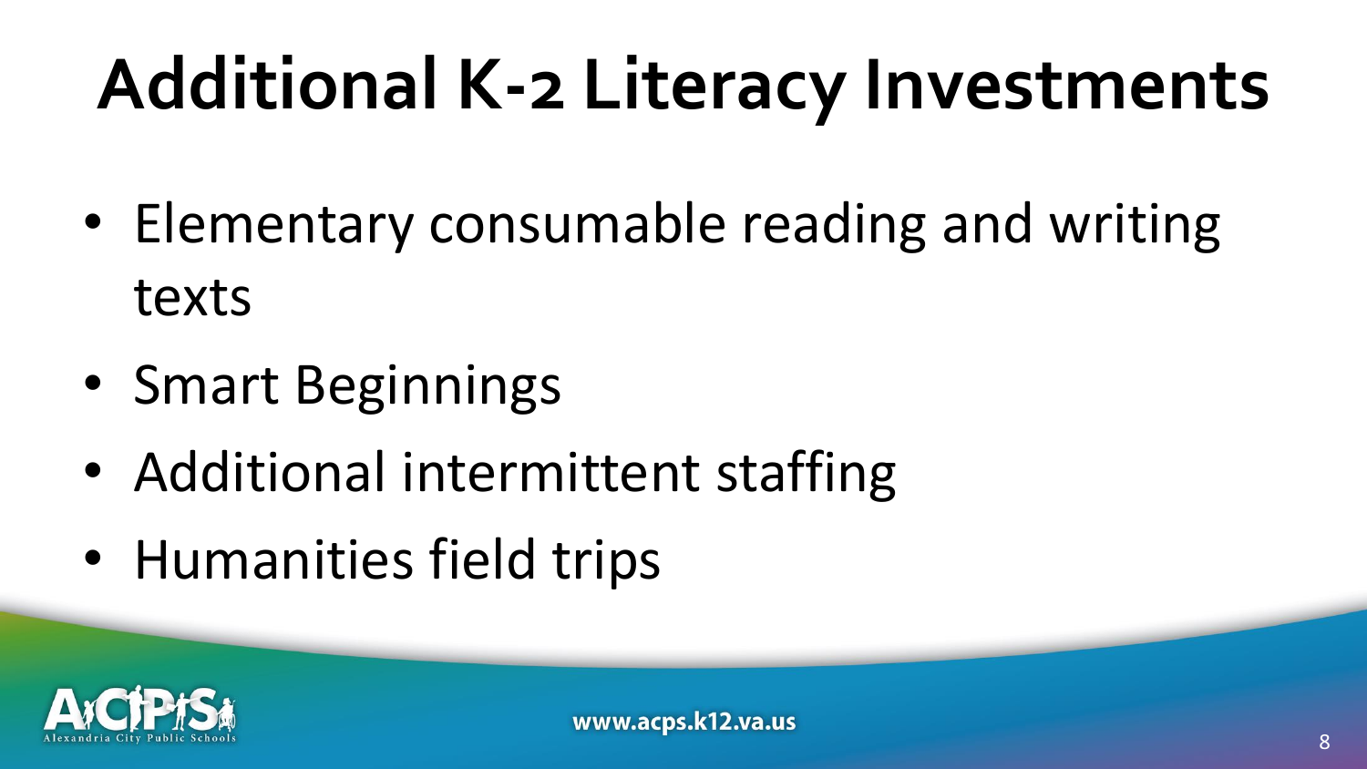# Additional K-2 Literacy Investments

- Elementary consumable reading and writing texts
- Smart Beginnings
- Additional intermittent staffing
- Humanities field trips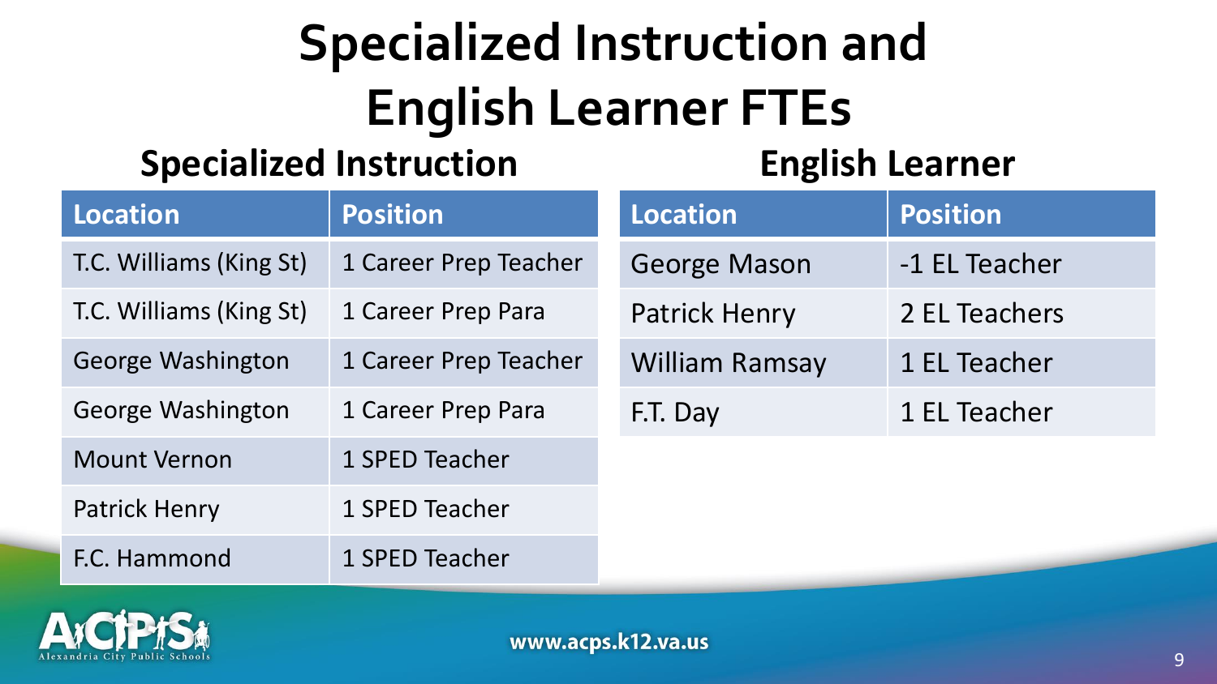# Specialized Instruction and English Learner FTEs

## Specialized Instruction

| Location | Position |
| --- | --- |
| T.C. Williams (King St) | 1 Career Prep Teacher |
| T.C. Williams (King St) | 1 Career Prep Para |
| George Washington | 1 Career Prep Teacher |
| George Washington | 1 Career Prep Para |
| Mount Vernon | 1 SPED Teacher |
| Patrick Henry | 1 SPED Teacher |
| F.C. Hammond | 1 SPED Teacher |

## English Learner

| Location | Position |
| --- | --- |
| George Mason | -1 EL Teacher |
| Patrick Henry | 2 EL Teachers |
| William Ramsay | 1 EL Teacher |
| F.T. Day | 1 EL Teacher |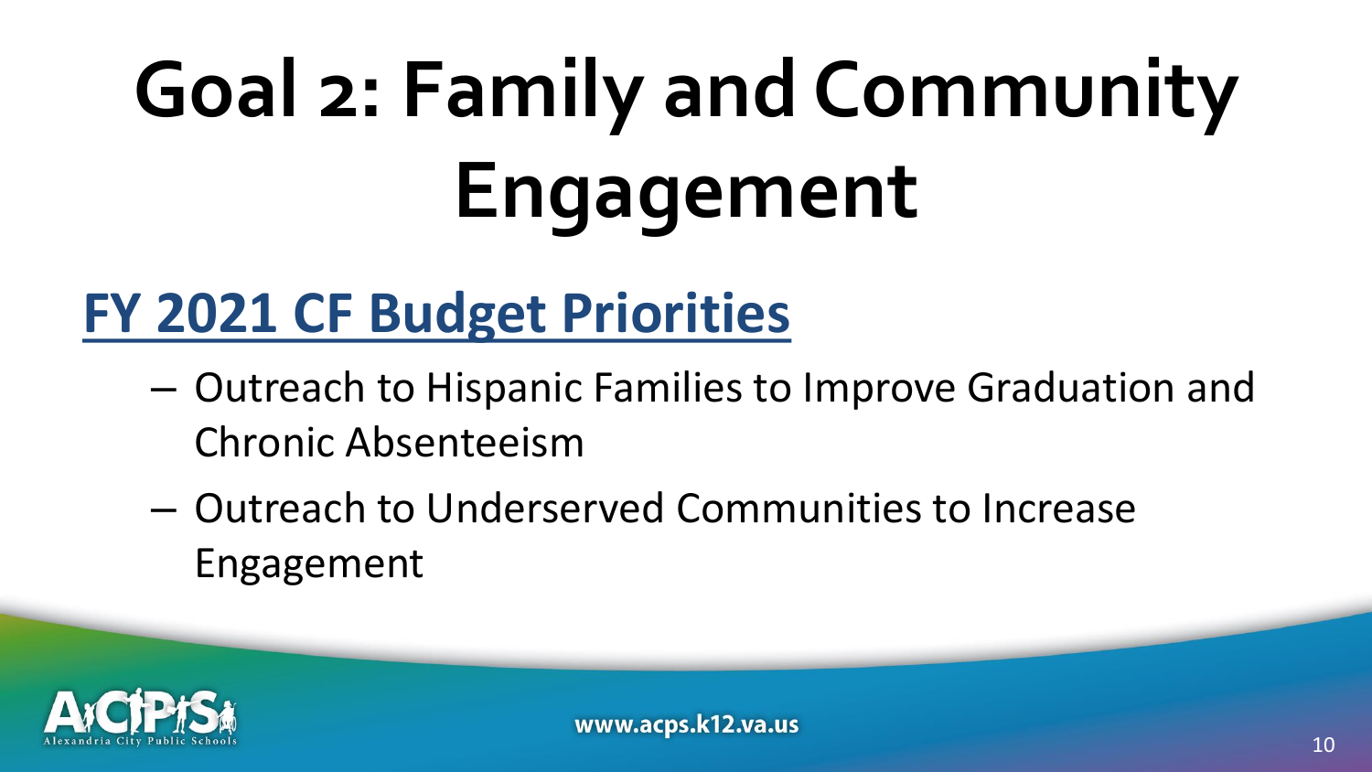# Goal 2: Family and Community Engagement

## FY 2021 CF Budget Priorities

- Outreach to Hispanic Families to Improve Graduation and Chronic Absenteeism
- Outreach to Underserved Communities to Increase Engagement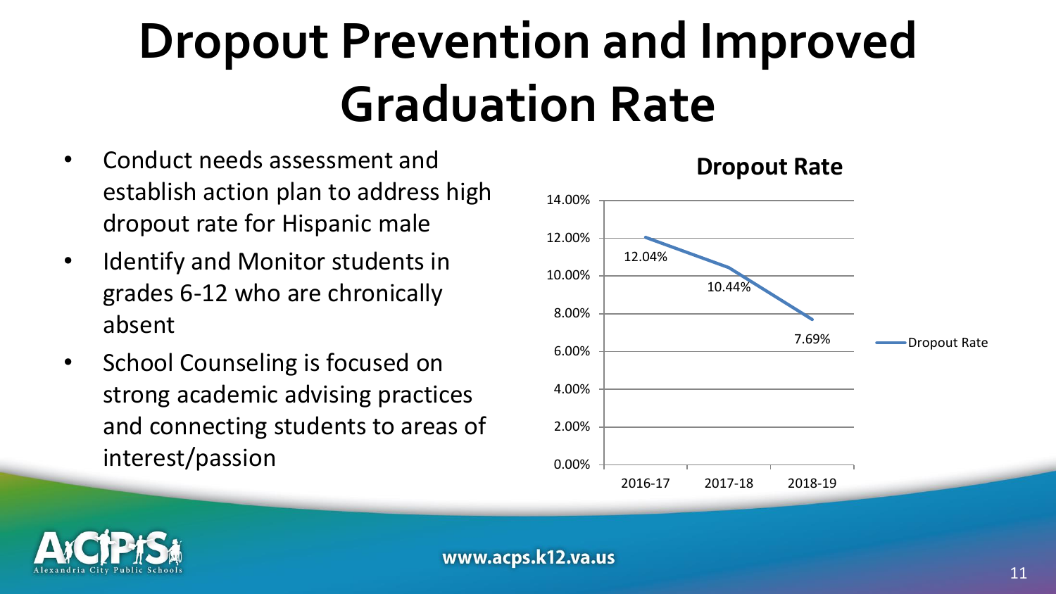# Dropout Prevention and Improved Graduation Rate

- Conduct needs assessment and establish action plan to address high dropout rate for Hispanic male
- Identify and Monitor students in grades 6-12 who are chronically absent
- School Counseling is focused on strong academic advising practices and connecting students to areas of interest/passion

**Dropout Rate**

| Year | Dropout Rate |
| --- | --- |
| 2016-17 | 12.04% |
| 2017-18 | 10.44% |
| 2018-19 | 7.69% |

www.acps.k12.va.us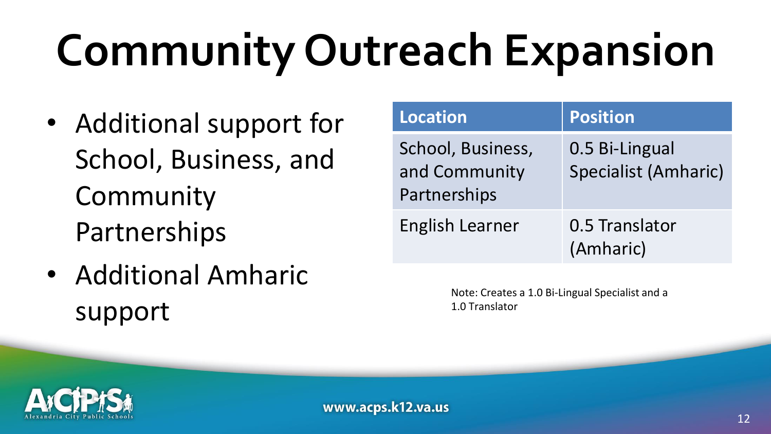# Community Outreach Expansion

- Additional support for School, Business, and Community Partnerships
- Additional Amharic support

| Location | Position |
|---|---|
| School, Business, and Community Partnerships | 0.5 Bi-Lingual Specialist (Amharic) |
| English Learner | 0.5 Translator (Amharic) |

Note: Creates a 1.0 Bi-Lingual Specialist and a 1.0 Translator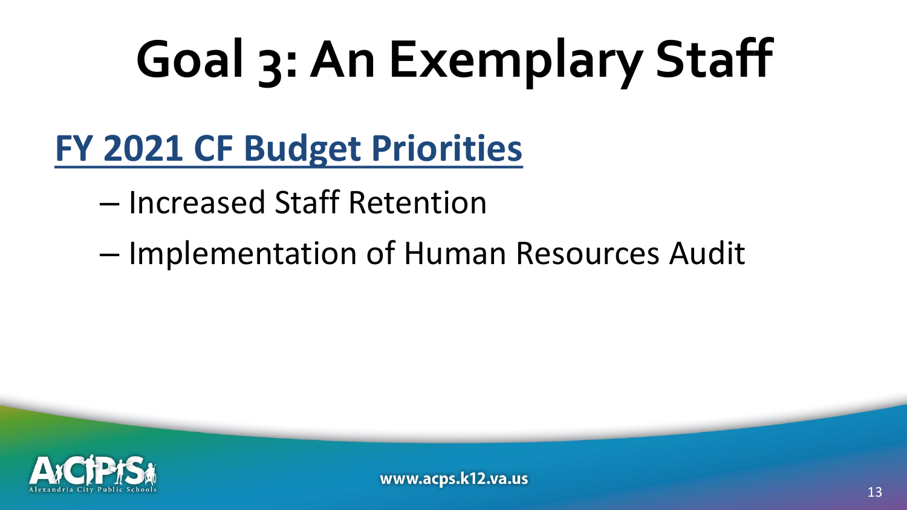# Goal 3: An Exemplary Staff

## FY 2021 CF Budget Priorities

- Increased Staff Retention
- Implementation of Human Resources Audit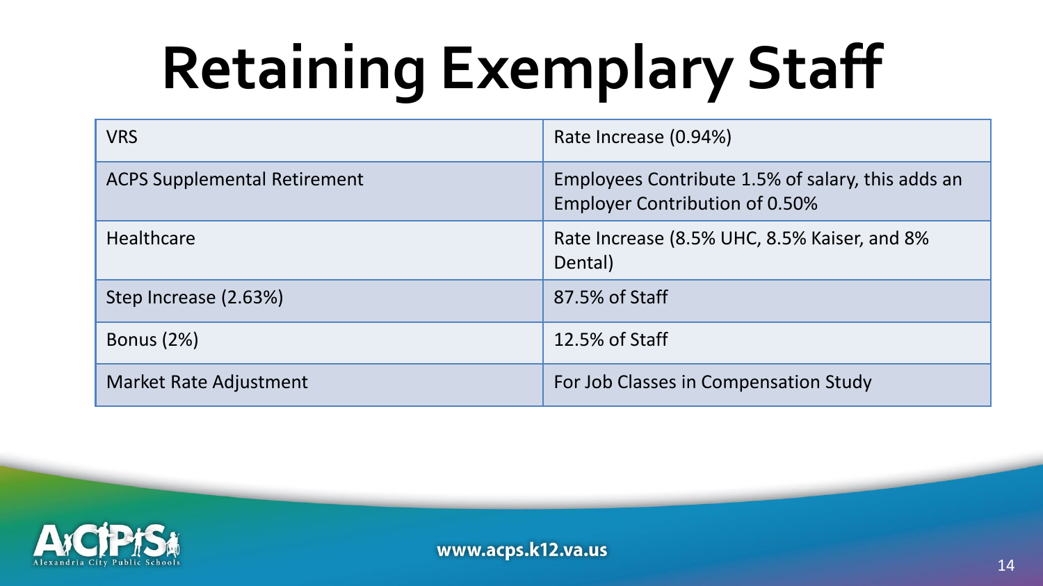# Retaining Exemplary Staff

| | |
|---|---|
| VRS | Rate Increase (0.94%) |
| ACPS Supplemental Retirement | Employees Contribute 1.5% of salary, this adds an Employer Contribution of 0.50% |
| Healthcare | Rate Increase (8.5% UHC, 8.5% Kaiser, and 8% Dental) |
| Step Increase (2.63%) | 87.5% of Staff |
| Bonus (2%) | 12.5% of Staff |
| Market Rate Adjustment | For Job Classes in Compensation Study |

www.acps.k12.va.us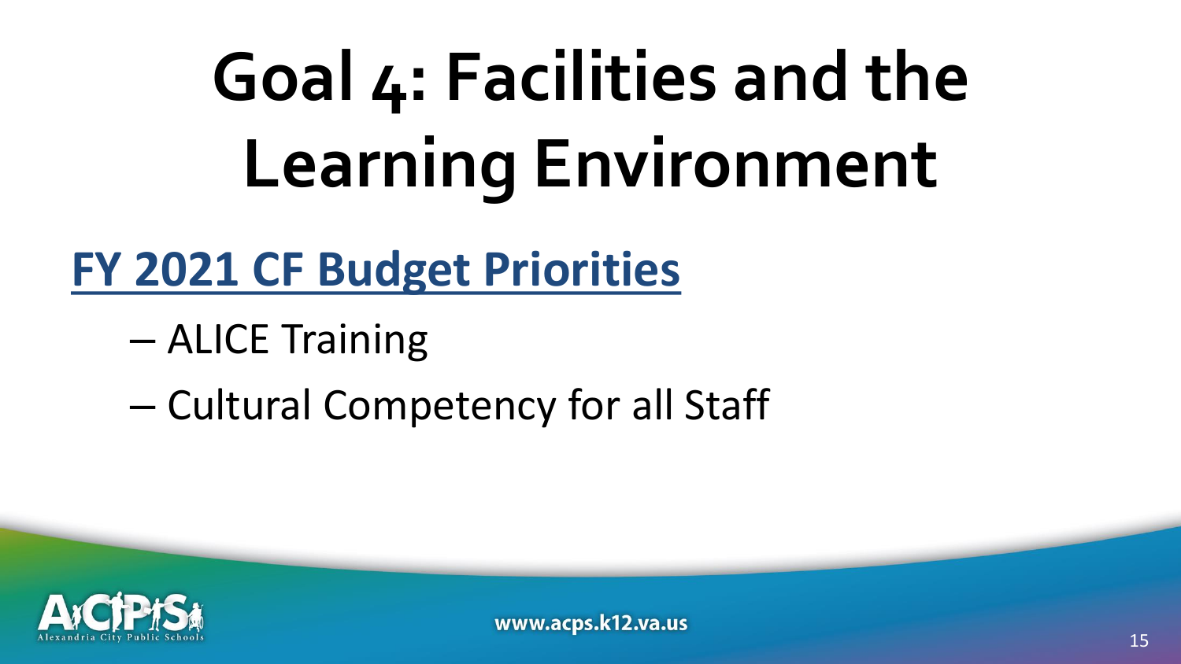# Goal 4: Facilities and the Learning Environment

## FY 2021 CF Budget Priorities

- ALICE Training
- Cultural Competency for all Staff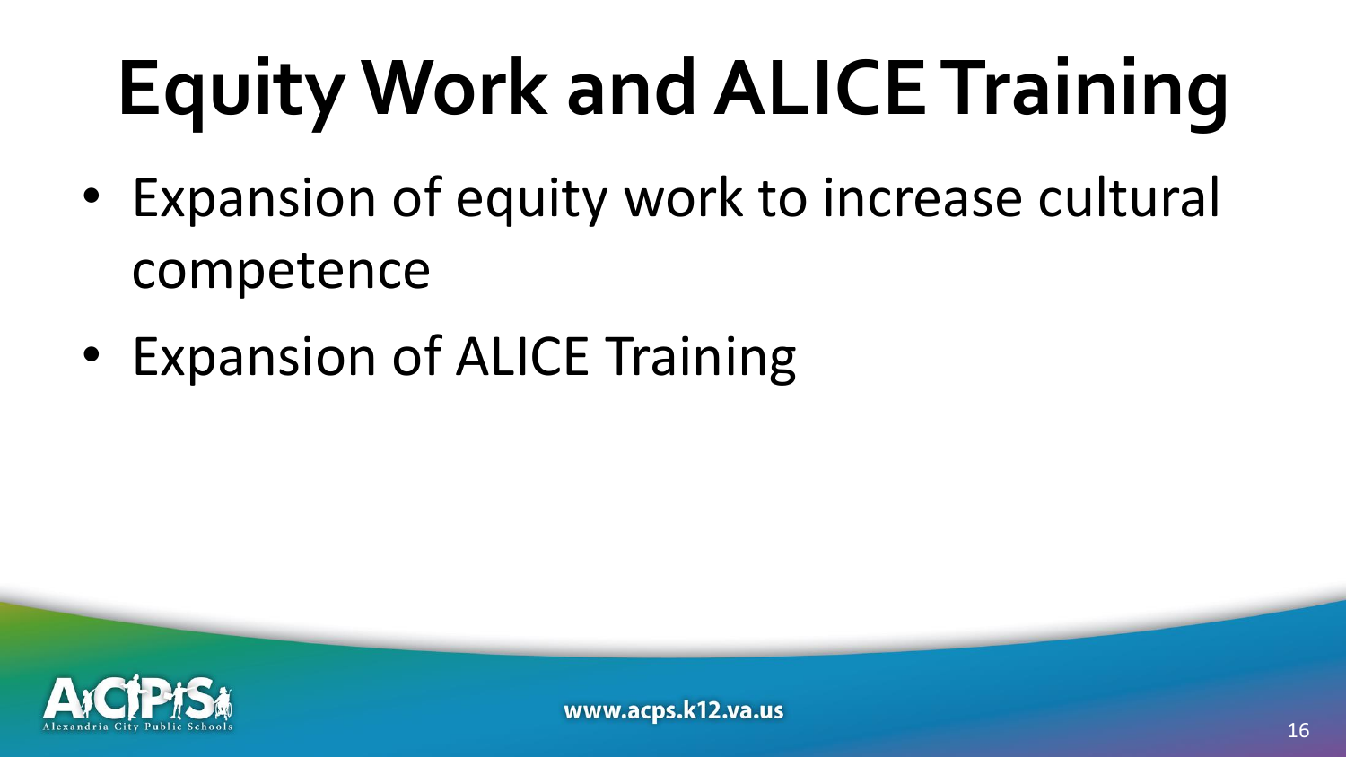# Equity Work and ALICE Training

- Expansion of equity work to increase cultural competence
- Expansion of ALICE Training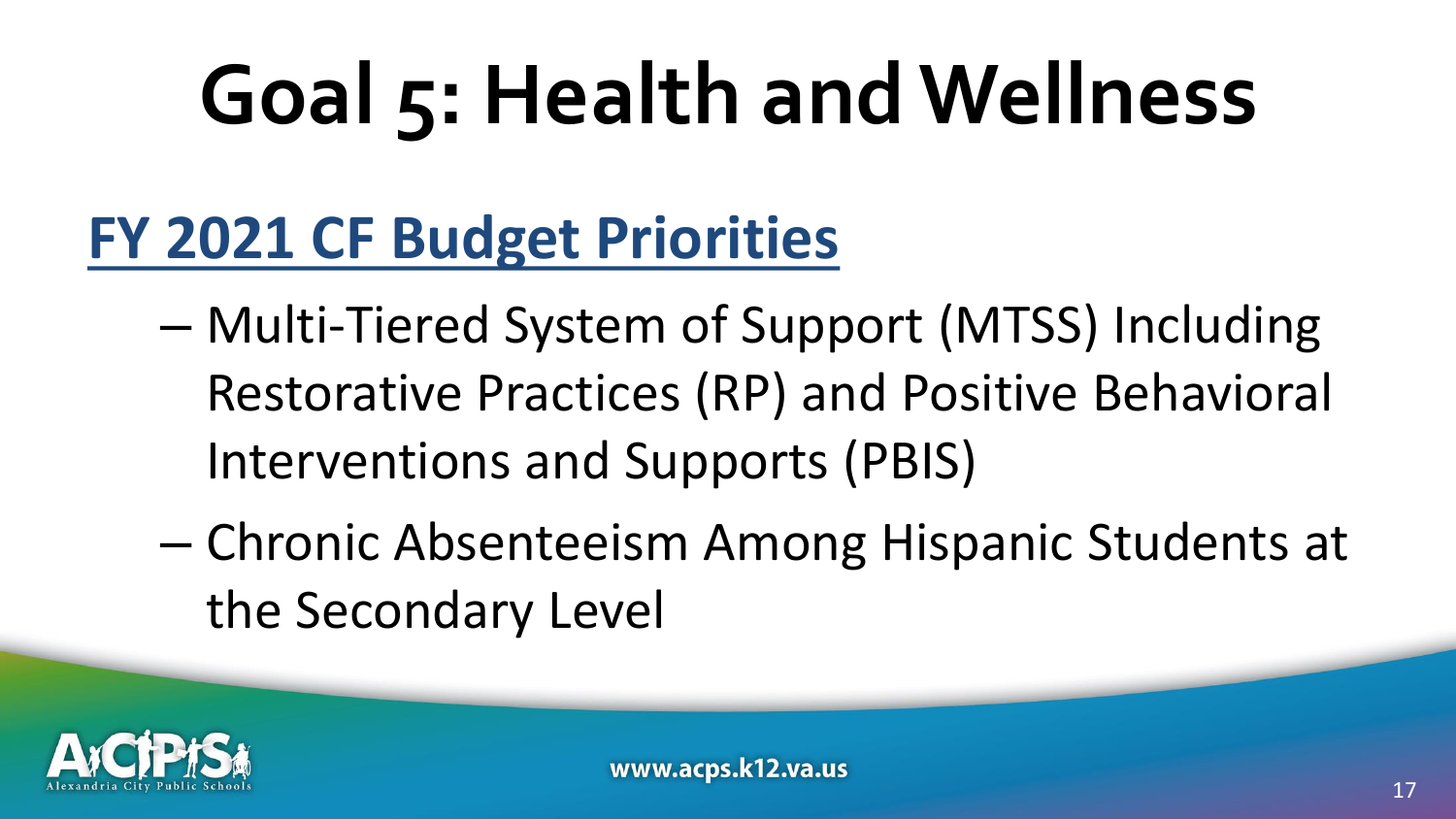# Goal 5: Health and Wellness

## FY 2021 CF Budget Priorities

- Multi-Tiered System of Support (MTSS) Including Restorative Practices (RP) and Positive Behavioral Interventions and Supports (PBIS)
- Chronic Absenteeism Among Hispanic Students at the Secondary Level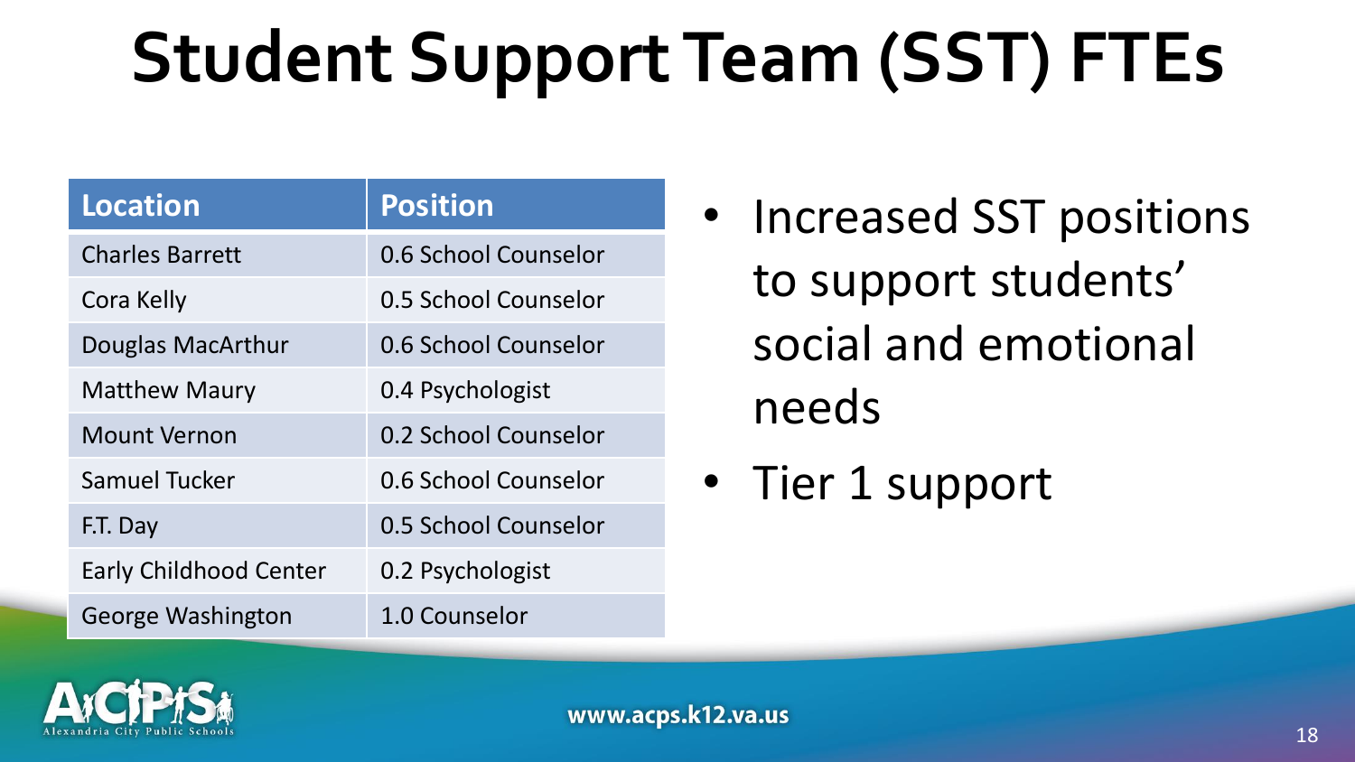# Student Support Team (SST) FTEs

| Location | Position |
| --- | --- |
| Charles Barrett | 0.6 School Counselor |
| Cora Kelly | 0.5 School Counselor |
| Douglas MacArthur | 0.6 School Counselor |
| Matthew Maury | 0.4 Psychologist |
| Mount Vernon | 0.2 School Counselor |
| Samuel Tucker | 0.6 School Counselor |
| F.T. Day | 0.5 School Counselor |
| Early Childhood Center | 0.2 Psychologist |
| George Washington | 1.0 Counselor |

- Increased SST positions to support students' social and emotional needs
- Tier 1 support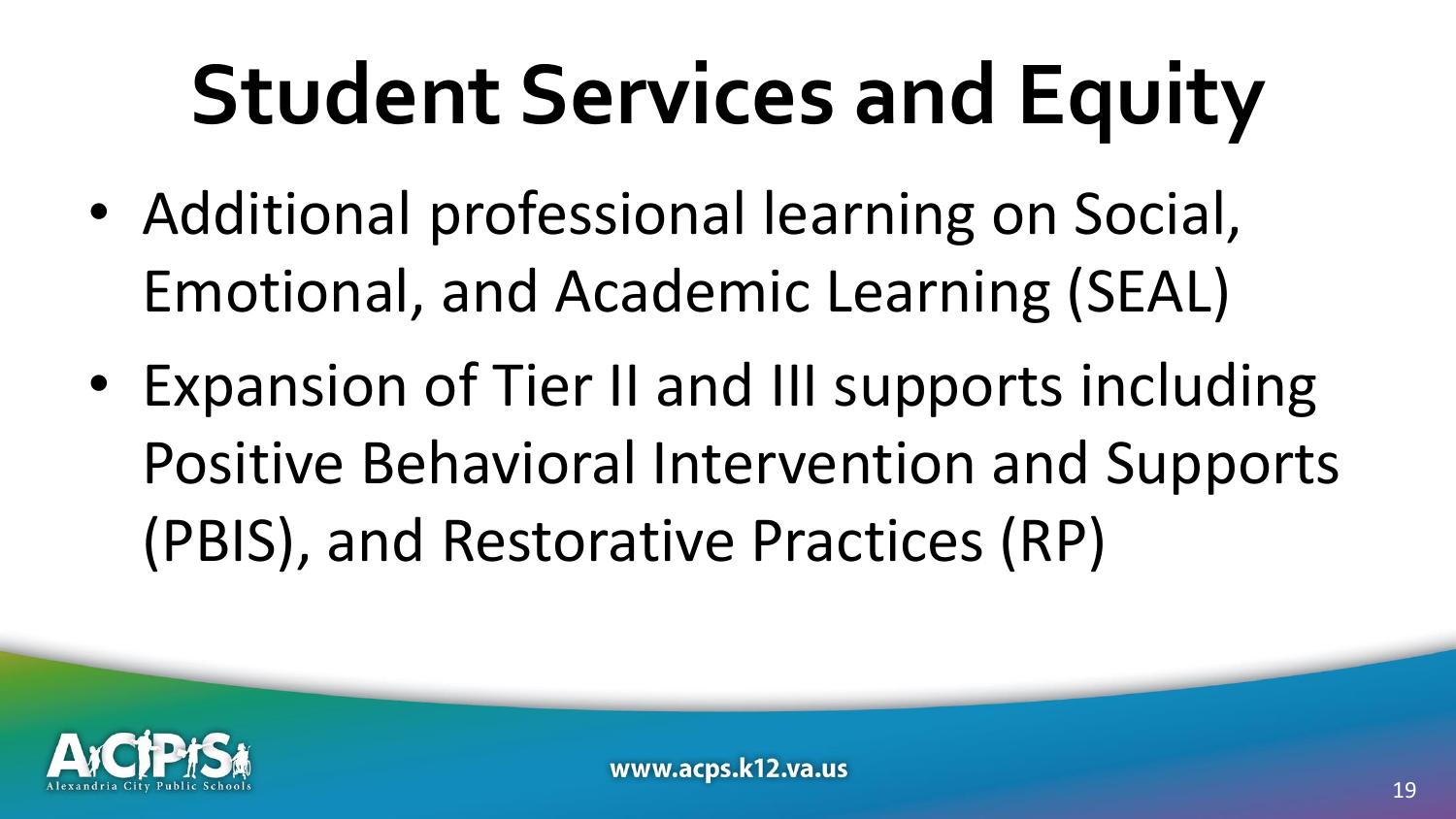# Student Services and Equity

- Additional professional learning on Social, Emotional, and Academic Learning (SEAL)
- Expansion of Tier II and III supports including Positive Behavioral Intervention and Supports (PBIS), and Restorative Practices (RP)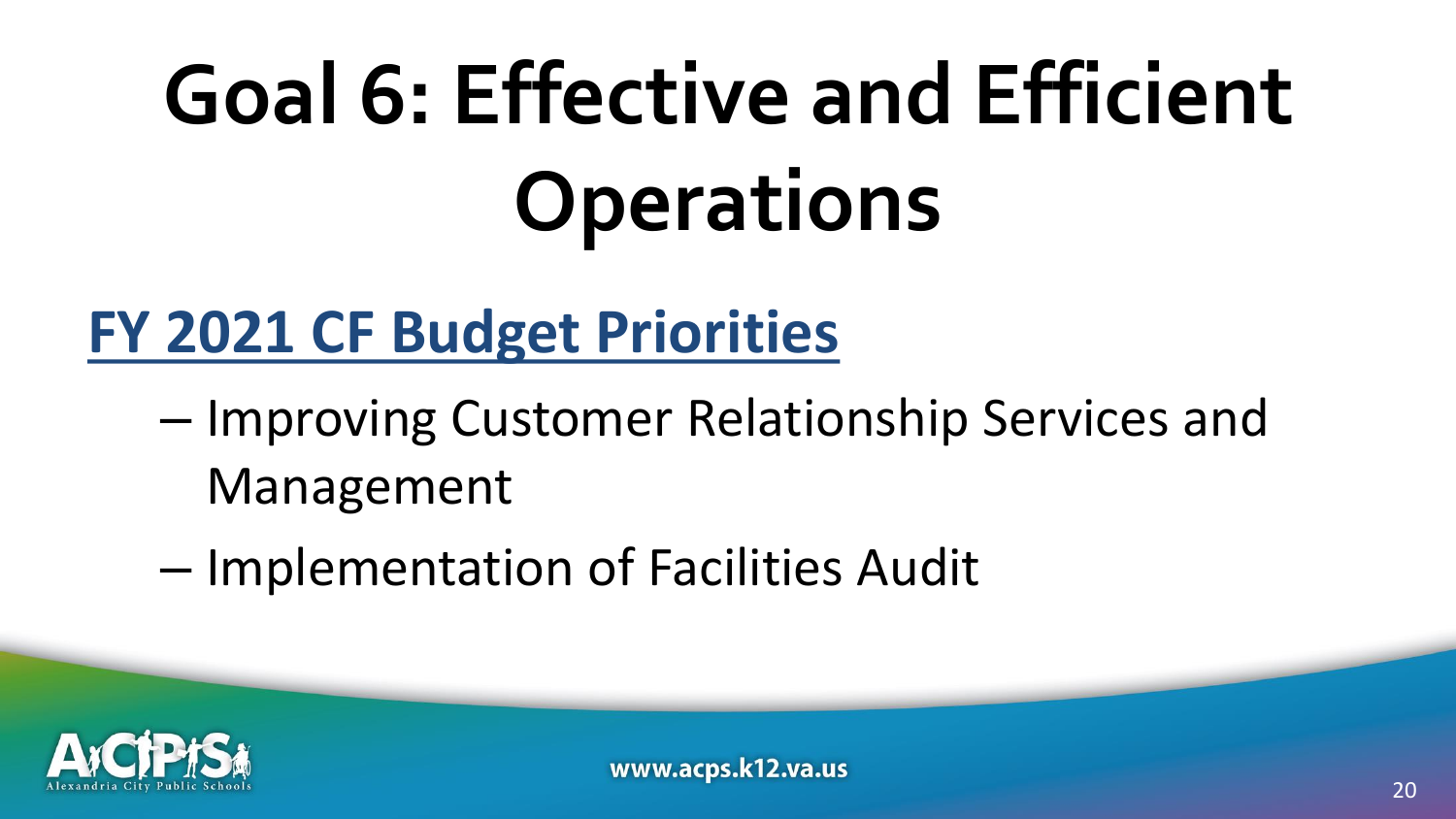# Goal 6: Effective and Efficient Operations

## FY 2021 CF Budget Priorities

- Improving Customer Relationship Services and Management
- Implementation of Facilities Audit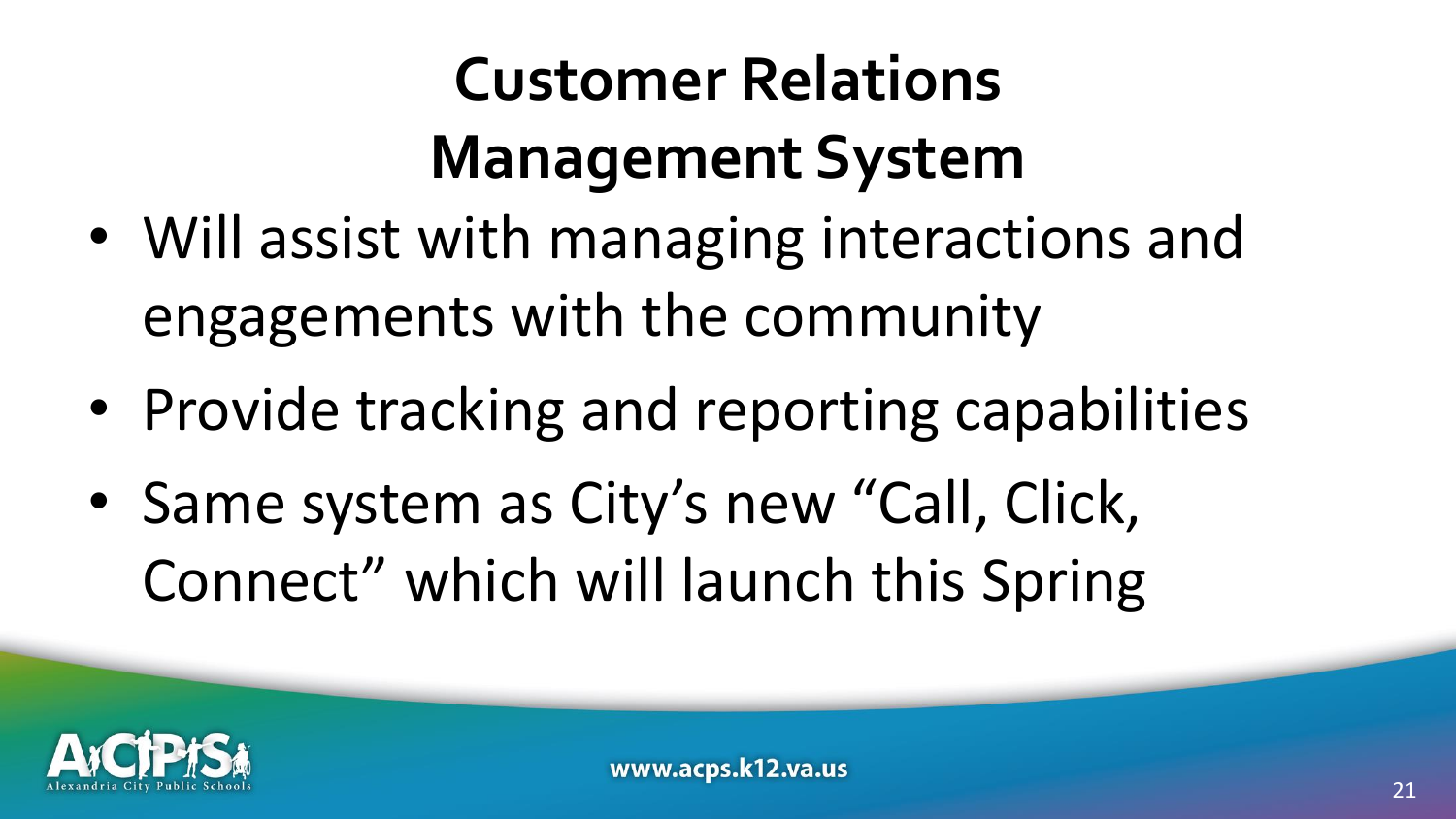# Customer Relations Management System

- Will assist with managing interactions and engagements with the community
- Provide tracking and reporting capabilities
- Same system as City's new "Call, Click, Connect" which will launch this Spring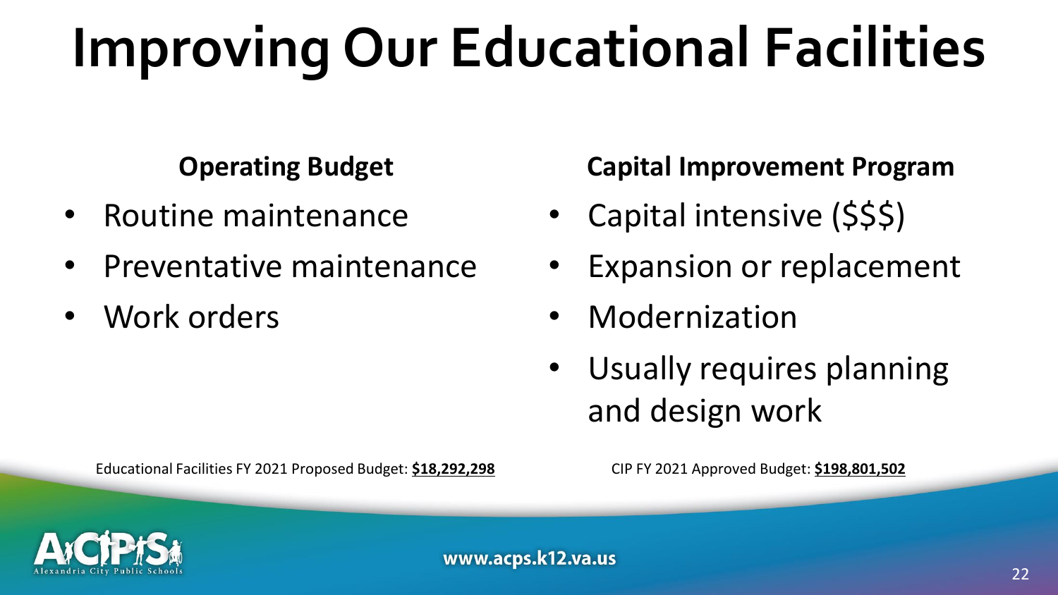# Improving Our Educational Facilities

**Operating Budget**

- Routine maintenance
- Preventative maintenance
- Work orders

Educational Facilities FY 2021 Proposed Budget: **$18,292,298**

**Capital Improvement Program**

- Capital intensive ($$$)
- Expansion or replacement
- Modernization
- Usually requires planning and design work

CIP FY 2021 Approved Budget: **$198,801,502**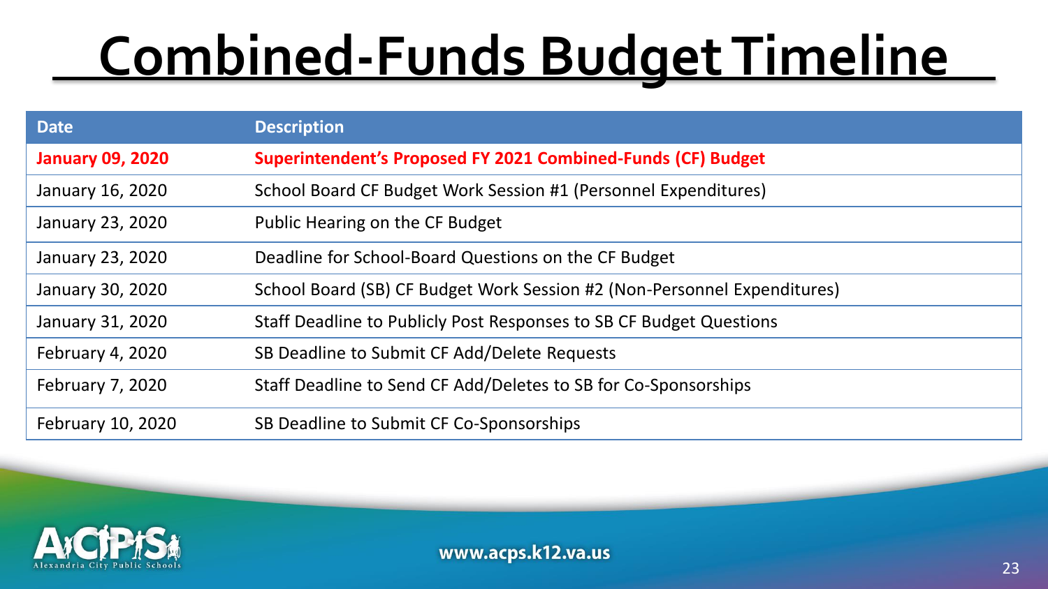# Combined-Funds Budget Timeline

| Date | Description |
|---|---|
| **January 09, 2020** | **Superintendent's Proposed FY 2021 Combined-Funds (CF) Budget** |
| January 16, 2020 | School Board CF Budget Work Session #1 (Personnel Expenditures) |
| January 23, 2020 | Public Hearing on the CF Budget |
| January 23, 2020 | Deadline for School-Board Questions on the CF Budget |
| January 30, 2020 | School Board (SB) CF Budget Work Session #2 (Non-Personnel Expenditures) |
| January 31, 2020 | Staff Deadline to Publicly Post Responses to SB CF Budget Questions |
| February 4, 2020 | SB Deadline to Submit CF Add/Delete Requests |
| February 7, 2020 | Staff Deadline to Send CF Add/Deletes to SB for Co-Sponsorships |
| February 10, 2020 | SB Deadline to Submit CF Co-Sponsorships |

www.acps.k12.va.us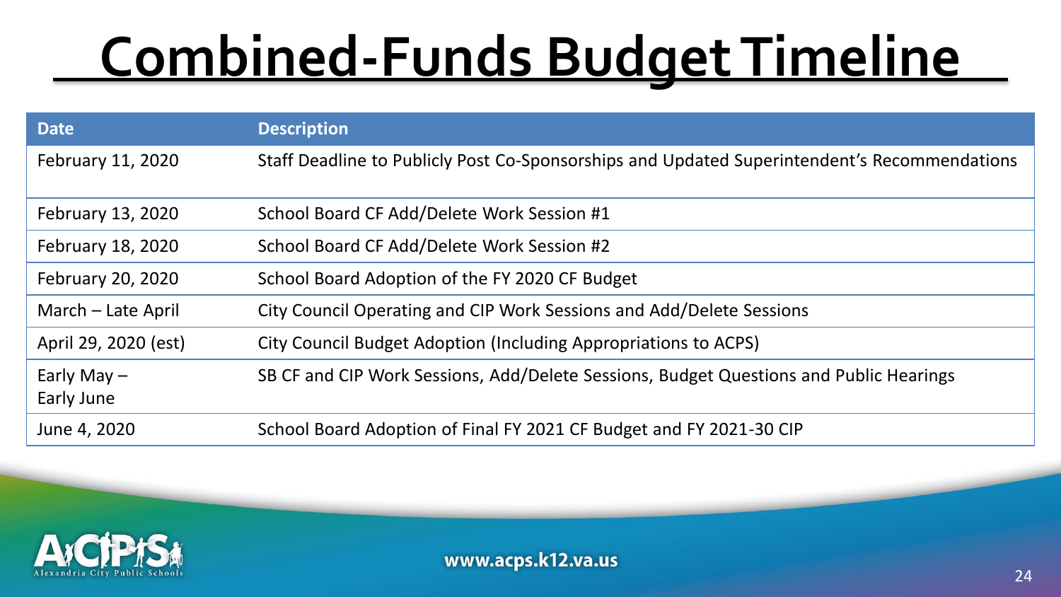# Combined-Funds Budget Timeline

| Date | Description |
|---|---|
| February 11, 2020 | Staff Deadline to Publicly Post Co-Sponsorships and Updated Superintendent's Recommendations |
| February 13, 2020 | School Board CF Add/Delete Work Session #1 |
| February 18, 2020 | School Board CF Add/Delete Work Session #2 |
| February 20, 2020 | School Board Adoption of the FY 2020 CF Budget |
| March – Late April | City Council Operating and CIP Work Sessions and Add/Delete Sessions |
| April 29, 2020 (est) | City Council Budget Adoption (Including Appropriations to ACPS) |
| Early May – Early June | SB CF and CIP Work Sessions, Add/Delete Sessions, Budget Questions and Public Hearings |
| June 4, 2020 | School Board Adoption of Final FY 2021 CF Budget and FY 2021-30 CIP |

ACPS Alexandria City Public Schools

www.acps.k12.va.us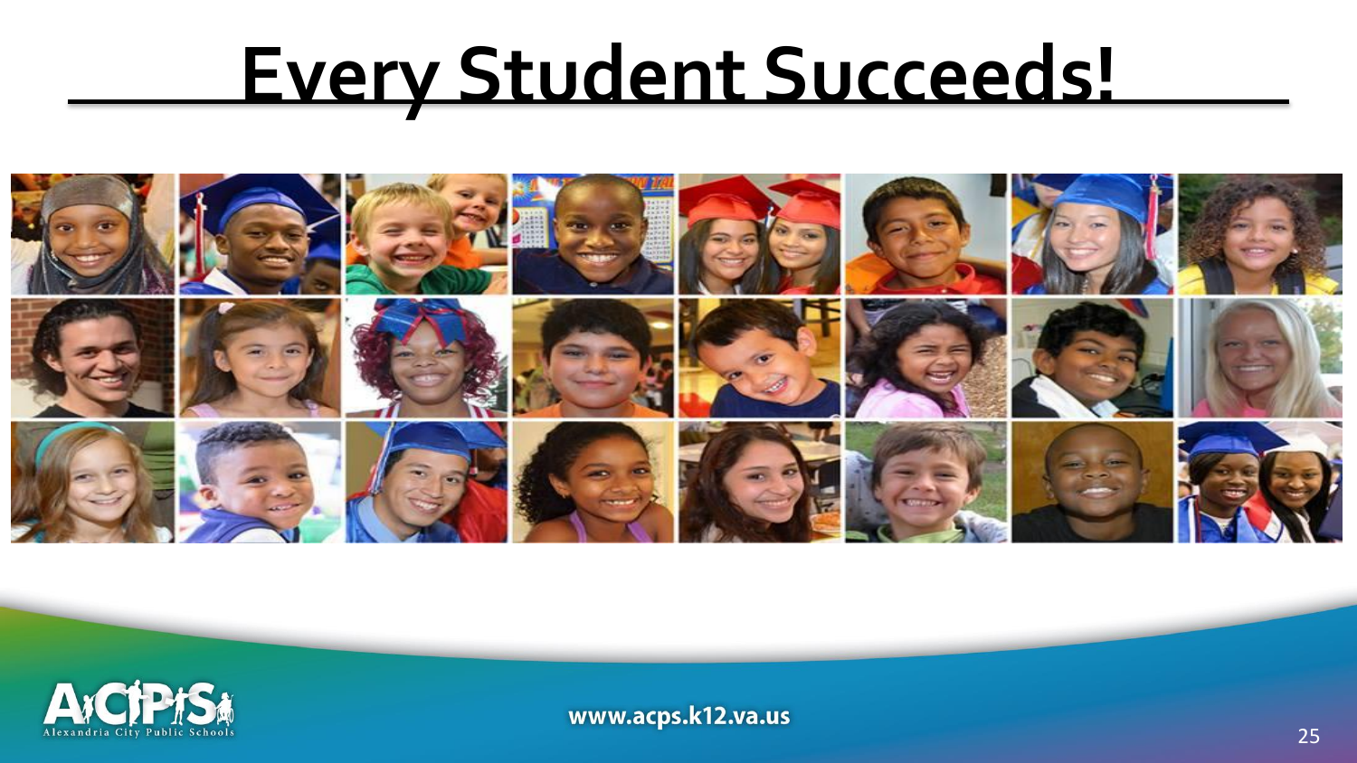# Every Student Succeeds!

www.acps.k12.va.us